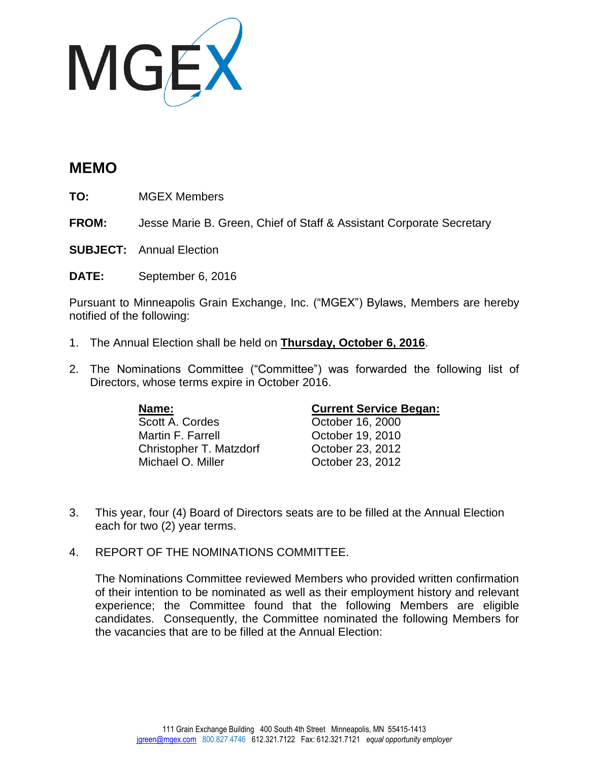MGEX

# MEMO

**TO:** MGEX Members

**FROM:** Jesse Marie B. Green, Chief of Staff & Assistant Corporate Secretary

**SUBJECT:** Annual Election

**DATE:** September 6, 2016

Pursuant to Minneapolis Grain Exchange, Inc. ("MGEX") Bylaws, Members are hereby notified of the following:

1. The Annual Election shall be held on **Thursday, October 6, 2016**.

2. The Nominations Committee ("Committee") was forwarded the following list of Directors, whose terms expire in October 2016.

| **Name:** | **Current Service Began:** |
|---|---|
| Scott A. Cordes | October 16, 2000 |
| Martin F. Farrell | October 19, 2010 |
| Christopher T. Matzdorf | October 23, 2012 |
| Michael O. Miller | October 23, 2012 |

3. This year, four (4) Board of Directors seats are to be filled at the Annual Election each for two (2) year terms.

4. REPORT OF THE NOMINATIONS COMMITTEE.

   The Nominations Committee reviewed Members who provided written confirmation of their intention to be nominated as well as their employment history and relevant experience; the Committee found that the following Members are eligible candidates. Consequently, the Committee nominated the following Members for the vacancies that are to be filled at the Annual Election:

111 Grain Exchange Building 400 South 4th Street Minneapolis, MN 55415-1413
jgreen@mgex.com 800.827.4746 612.321.7122 Fax: 612.321.7121 *equal opportunity employer*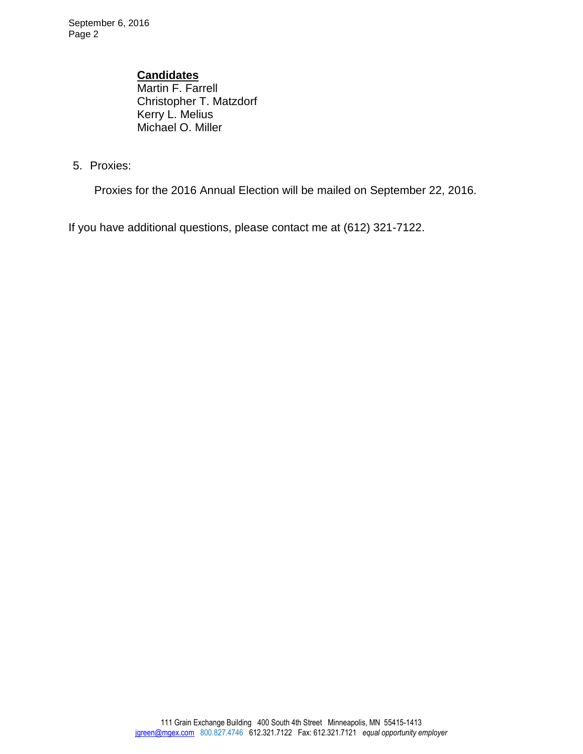**Candidates**
Martin F. Farrell
Christopher T. Matzdorf
Kerry L. Melius
Michael O. Miller

5. Proxies:

   Proxies for the 2016 Annual Election will be mailed on September 22, 2016.

If you have additional questions, please contact me at (612) 321-7122.

111 Grain Exchange Building 400 South 4th Street Minneapolis, MN 55415-1413
jgreen@mgex.com 800.827.4746 612.321.7122 Fax: 612.321.7121 *equal opportunity employer*